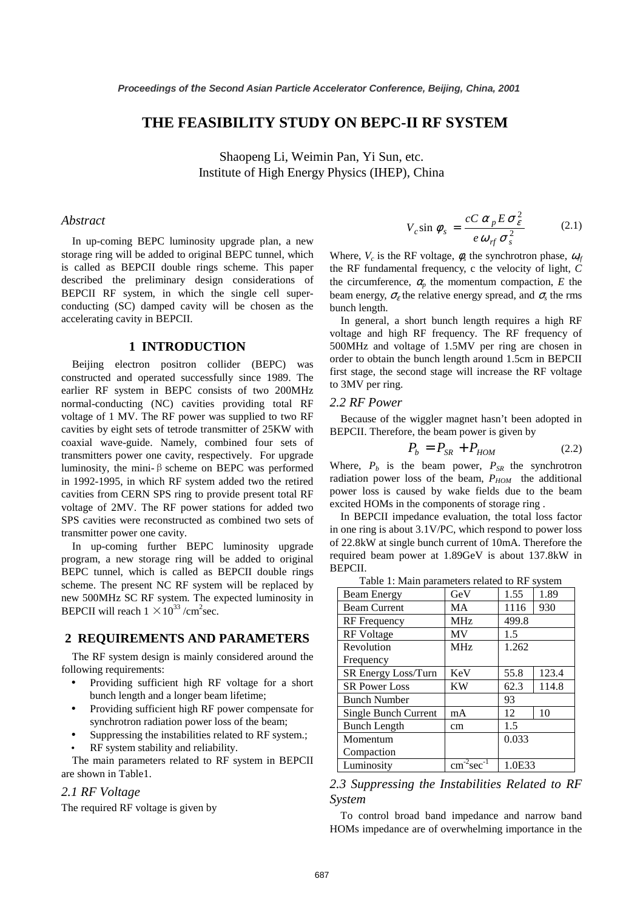// Title
# THE FEASIBILITY STUDY ON BEPC-II RF SYSTEM

Shaopeng Li, Weimin Pan, Yi Sun, etc.
Institute of High Energy Physics (IHEP), China

## *Abstract*

In up-coming BEPC luminosity upgrade plan, a new storage ring will be added to original BEPC tunnel, which is called as BEPCII double rings scheme. This paper described the preliminary design considerations of BEPCII RF system, in which the single cell super-conducting (SC) damped cavity will be chosen as the accelerating cavity in BEPCII.

## 1 INTRODUCTION

Beijing electron positron collider (BEPC) was constructed and operated successfully since 1989. The earlier RF system in BEPC consists of two 200MHz normal-conducting (NC) cavities providing total RF voltage of 1 MV. The RF power was supplied to two RF cavities by eight sets of tetrode transmitter of 25KW with coaxial wave-guide. Namely, combined four sets of transmitters power one cavity, respectively. For upgrade luminosity, the mini-β scheme on BEPC was performed in 1992-1995, in which RF system added two the retired cavities from CERN SPS ring to provide present total RF voltage of 2MV. The RF power stations for added two SPS cavities were reconstructed as combined two sets of transmitter power one cavity.

In up-coming further BEPC luminosity upgrade program, a new storage ring will be added to original BEPC tunnel, which is called as BEPCII double rings scheme. The present NC RF system will be replaced by new 500MHz SC RF system. The expected luminosity in BEPCII will reach $1 \times 10^{33}$ /cm$^2$sec.

## 2 REQUIREMENTS AND PARAMETERS

The RF system design is mainly considered around the following requirements:

- Providing sufficient high RF voltage for a short bunch length and a longer beam lifetime;
- Providing sufficient high RF power compensate for synchrotron radiation power loss of the beam;
- Suppressing the instabilities related to RF system.;
- RF system stability and reliability.

The main parameters related to RF system in BEPCII are shown in Table1.

### *2.1 RF Voltage*

The required RF voltage is given by

$$V_c \sin \phi_s = \frac{cC\,\alpha_p E\,\sigma_\varepsilon^2}{e\,\omega_{rf}\,\sigma_s^2} \tag{2.1}$$

Where, $V_c$ is the RF voltage, $\phi_s$ the synchrotron phase, $\omega_{rf}$ the RF fundamental frequency, c the velocity of light, $C$ the circumference, $\alpha_p$ the momentum compaction, $E$ the beam energy, $\sigma_\varepsilon$ the relative energy spread, and $\sigma_s$ the rms bunch length.

In general, a short bunch length requires a high RF voltage and high RF frequency. The RF frequency of 500MHz and voltage of 1.5MV per ring are chosen in order to obtain the bunch length around 1.5cm in BEPCII first stage, the second stage will increase the RF voltage to 3MV per ring.

### *2.2 RF Power*

Because of the wiggler magnet hasn't been adopted in BEPCII. Therefore, the beam power is given by

$$P_b = P_{SR} + P_{HOM} \tag{2.2}$$

Where, $P_b$ is the beam power, $P_{SR}$ the synchrotron radiation power loss of the beam, $P_{HOM}$ the additional power loss is caused by wake fields due to the beam excited HOMs in the components of storage ring .

In BEPCII impedance evaluation, the total loss factor in one ring is about 3.1V/PC, which respond to power loss of 22.8kW at single bunch current of 10mA. Therefore the required beam power at 1.89GeV is about 137.8kW in BEPCII.

Table 1: Main parameters related to RF system

| Beam Energy | GeV | 1.55 | 1.89 |
|---|---|---|---|
| Beam Current | MA | 1116 | 930 |
| RF Frequency | MHz | 499.8 | |
| RF Voltage | MV | 1.5 | |
| Revolution Frequency | MHz | 1.262 | |
| SR Energy Loss/Turn | KeV | 55.8 | 123.4 |
| SR Power Loss | KW | 62.3 | 114.8 |
| Bunch Number | | 93 | |
| Single Bunch Current | mA | 12 | 10 |
| Bunch Length | cm | 1.5 | |
| Momentum Compaction | | 0.033 | |
| Luminosity | cm$^{-2}$sec$^{-1}$ | 1.0E33 | |

### *2.3 Suppressing the Instabilities Related to RF System*

To control broad band impedance and narrow band HOMs impedance are of overwhelming importance in the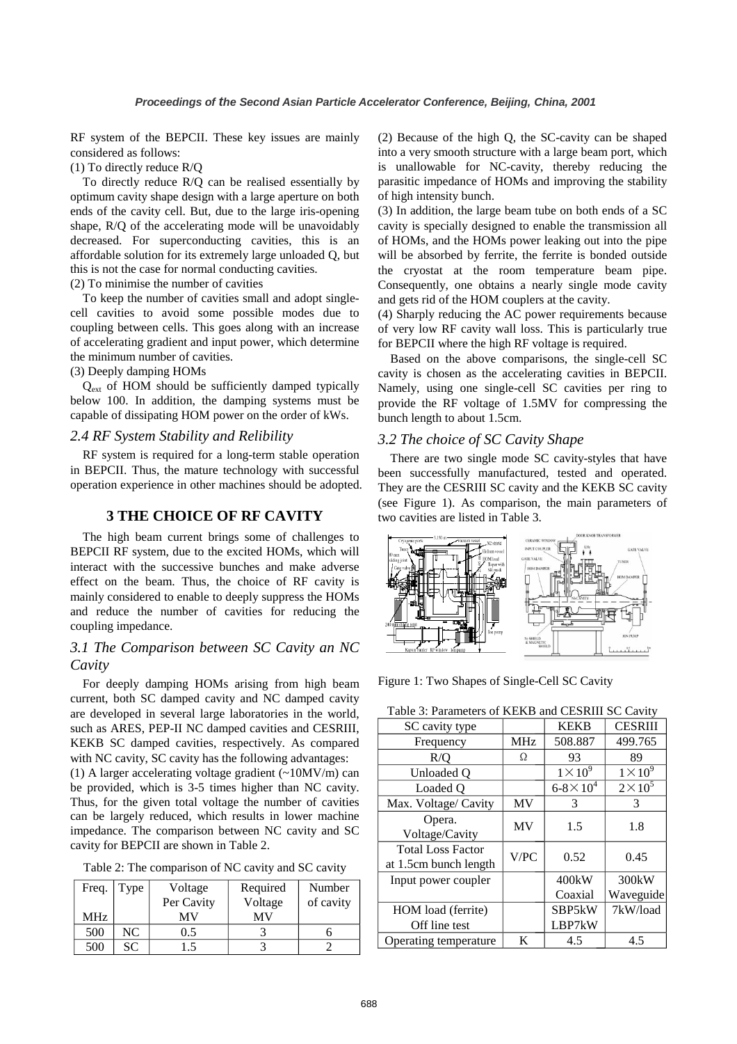RF system of the BEPCII. These key issues are mainly considered as follows:

(1) To directly reduce R/Q

To directly reduce R/Q can be realised essentially by optimum cavity shape design with a large aperture on both ends of the cavity cell. But, due to the large iris-opening shape, R/Q of the accelerating mode will be unavoidably decreased. For superconducting cavities, this is an affordable solution for its extremely large unloaded Q, but this is not the case for normal conducting cavities.

(2) To minimise the number of cavities

To keep the number of cavities small and adopt single-cell cavities to avoid some possible modes due to coupling between cells. This goes along with an increase of accelerating gradient and input power, which determine the minimum number of cavities.

(3) Deeply damping HOMs

$Q_{ext}$ of HOM should be sufficiently damped typically below 100. In addition, the damping systems must be capable of dissipating HOM power on the order of kWs.

### *2.4 RF System Stability and Relibility*

RF system is required for a long-term stable operation in BEPCII. Thus, the mature technology with successful operation experience in other machines should be adopted.

## 3 THE CHOICE OF RF CAVITY

The high beam current brings some of challenges to BEPCII RF system, due to the excited HOMs, which will interact with the successive bunches and make adverse effect on the beam. Thus, the choice of RF cavity is mainly considered to enable to deeply suppress the HOMs and reduce the number of cavities for reducing the coupling impedance.

### *3.1 The Comparison between SC Cavity an NC Cavity*

For deeply damping HOMs arising from high beam current, both SC damped cavity and NC damped cavity are developed in several large laboratories in the world, such as ARES, PEP-II NC damped cavities and CESRIII, KEKB SC damped cavities, respectively. As compared with NC cavity, SC cavity has the following advantages:

(1) A larger accelerating voltage gradient (~10MV/m) can be provided, which is 3-5 times higher than NC cavity. Thus, for the given total voltage the number of cavities can be largely reduced, which results in lower machine impedance. The comparison between NC cavity and SC cavity for BEPCII are shown in Table 2.

Table 2: The comparison of NC cavity and SC cavity

| Freq. MHz | Type | Voltage Per Cavity MV | Required Voltage MV | Number of cavity |
|---|---|---|---|---|
| 500 | NC | 0.5 | 3 | 6 |
| 500 | SC | 1.5 | 3 | 2 |

(2) Because of the high Q, the SC-cavity can be shaped into a very smooth structure with a large beam port, which is unallowable for NC-cavity, thereby reducing the parasitic impedance of HOMs and improving the stability of high intensity bunch.

(3) In addition, the large beam tube on both ends of a SC cavity is specially designed to enable the transmission all of HOMs, and the HOMs power leaking out into the pipe will be absorbed by ferrite, the ferrite is bonded outside the cryostat at the room temperature beam pipe. Consequently, one obtains a nearly single mode cavity and gets rid of the HOM couplers at the cavity.

(4) Sharply reducing the AC power requirements because of very low RF cavity wall loss. This is particularly true for BEPCII where the high RF voltage is required.

Based on the above comparisons, the single-cell SC cavity is chosen as the accelerating cavities in BEPCII. Namely, using one single-cell SC cavities per ring to provide the RF voltage of 1.5MV for compressing the bunch length to about 1.5cm.

### *3.2 The choice of SC Cavity Shape*

There are two single mode SC cavity-styles that have been successfully manufactured, tested and operated. They are the CESRIII SC cavity and the KEKB SC cavity (see Figure 1). As comparison, the main parameters of two cavities are listed in Table 3.

Figure 1: Two Shapes of Single-Cell SC Cavity

Table 3: Parameters of KEKB and CESRIII SC Cavity

| SC cavity type | | KEKB | CESRIII |
|---|---|---|---|
| Frequency | MHz | 508.887 | 499.765 |
| R/Q | Ω | 93 | 89 |
| Unloaded Q | | $1\times10^9$ | $1\times10^9$ |
| Loaded Q | | $6\text{-}8\times10^4$ | $2\times10^5$ |
| Max. Voltage/ Cavity | MV | 3 | 3 |
| Opera. Voltage/Cavity | MV | 1.5 | 1.8 |
| Total Loss Factor at 1.5cm bunch length | V/PC | 0.52 | 0.45 |
| Input power coupler | | 400kW Coaxial | 300kW Waveguide |
| HOM load (ferrite) Off line test | | SBP5kW LBP7kW | 7kW/load |
| Operating temperature | K | 4.5 | 4.5 |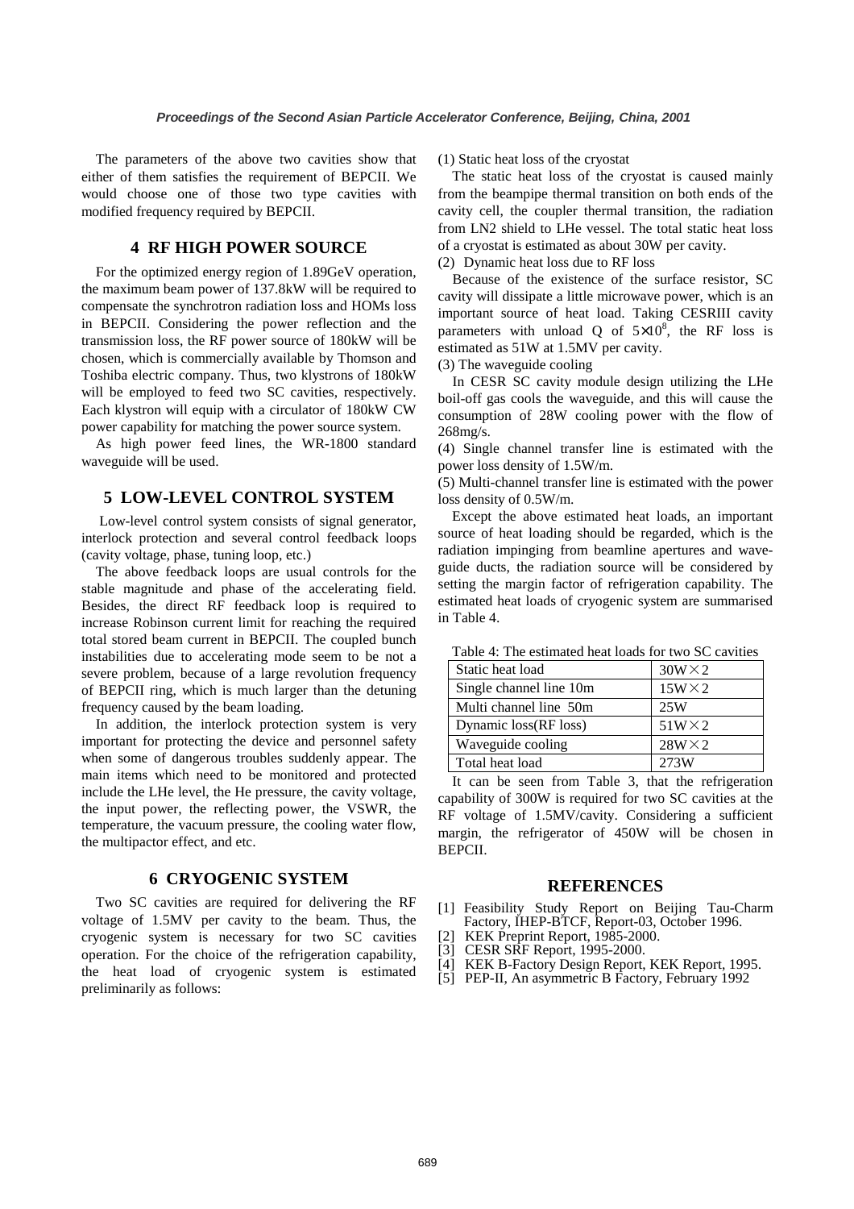The parameters of the above two cavities show that either of them satisfies the requirement of BEPCII. We would choose one of those two type cavities with modified frequency required by BEPCII.

## 4 RF HIGH POWER SOURCE

For the optimized energy region of 1.89GeV operation, the maximum beam power of 137.8kW will be required to compensate the synchrotron radiation loss and HOMs loss in BEPCII. Considering the power reflection and the transmission loss, the RF power source of 180kW will be chosen, which is commercially available by Thomson and Toshiba electric company. Thus, two klystrons of 180kW will be employed to feed two SC cavities, respectively. Each klystron will equip with a circulator of 180kW CW power capability for matching the power source system.

As high power feed lines, the WR-1800 standard waveguide will be used.

## 5 LOW-LEVEL CONTROL SYSTEM

Low-level control system consists of signal generator, interlock protection and several control feedback loops (cavity voltage, phase, tuning loop, etc.)

The above feedback loops are usual controls for the stable magnitude and phase of the accelerating field. Besides, the direct RF feedback loop is required to increase Robinson current limit for reaching the required total stored beam current in BEPCII. The coupled bunch instabilities due to accelerating mode seem to be not a severe problem, because of a large revolution frequency of BEPCII ring, which is much larger than the detuning frequency caused by the beam loading.

In addition, the interlock protection system is very important for protecting the device and personnel safety when some of dangerous troubles suddenly appear. The main items which need to be monitored and protected include the LHe level, the He pressure, the cavity voltage, the input power, the reflecting power, the VSWR, the temperature, the vacuum pressure, the cooling water flow, the multipactor effect, and etc.

## 6 CRYOGENIC SYSTEM

Two SC cavities are required for delivering the RF voltage of 1.5MV per cavity to the beam. Thus, the cryogenic system is necessary for two SC cavities operation. For the choice of the refrigeration capability, the heat load of cryogenic system is estimated preliminarily as follows:

(1) Static heat loss of the cryostat

The static heat loss of the cryostat is caused mainly from the beampipe thermal transition on both ends of the cavity cell, the coupler thermal transition, the radiation from LN2 shield to LHe vessel. The total static heat loss of a cryostat is estimated as about 30W per cavity.

(2) Dynamic heat loss due to RF loss

Because of the existence of the surface resistor, SC cavity will dissipate a little microwave power, which is an important source of heat load. Taking CESRIII cavity parameters with unload Q of $5\times10^8$, the RF loss is estimated as 51W at 1.5MV per cavity.

(3) The waveguide cooling

In CESR SC cavity module design utilizing the LHe boil-off gas cools the waveguide, and this will cause the consumption of 28W cooling power with the flow of 268mg/s.

(4) Single channel transfer line is estimated with the power loss density of 1.5W/m.

(5) Multi-channel transfer line is estimated with the power loss density of 0.5W/m.

Except the above estimated heat loads, an important source of heat loading should be regarded, which is the radiation impinging from beamline apertures and wave-guide ducts, the radiation source will be considered by setting the margin factor of refrigeration capability. The estimated heat loads of cryogenic system are summarised in Table 4.

Table 4: The estimated heat loads for two SC cavities

| | |
|---|---|
| Static heat load | 30W×2 |
| Single channel line 10m | 15W×2 |
| Multi channel line 50m | 25W |
| Dynamic loss(RF loss) | 51W×2 |
| Waveguide cooling | 28W×2 |
| Total heat load | 273W |

It can be seen from Table 3, that the refrigeration capability of 300W is required for two SC cavities at the RF voltage of 1.5MV/cavity. Considering a sufficient margin, the refrigerator of 450W will be chosen in BEPCII.

## REFERENCES

[1] Feasibility Study Report on Beijing Tau-Charm Factory, IHEP-BTCF, Report-03, October 1996.

[2] KEK Preprint Report, 1985-2000.

[3] CESR SRF Report, 1995-2000.

[4] KEK B-Factory Design Report, KEK Report, 1995.

[5] PEP-II, An asymmetric B Factory, February 1992